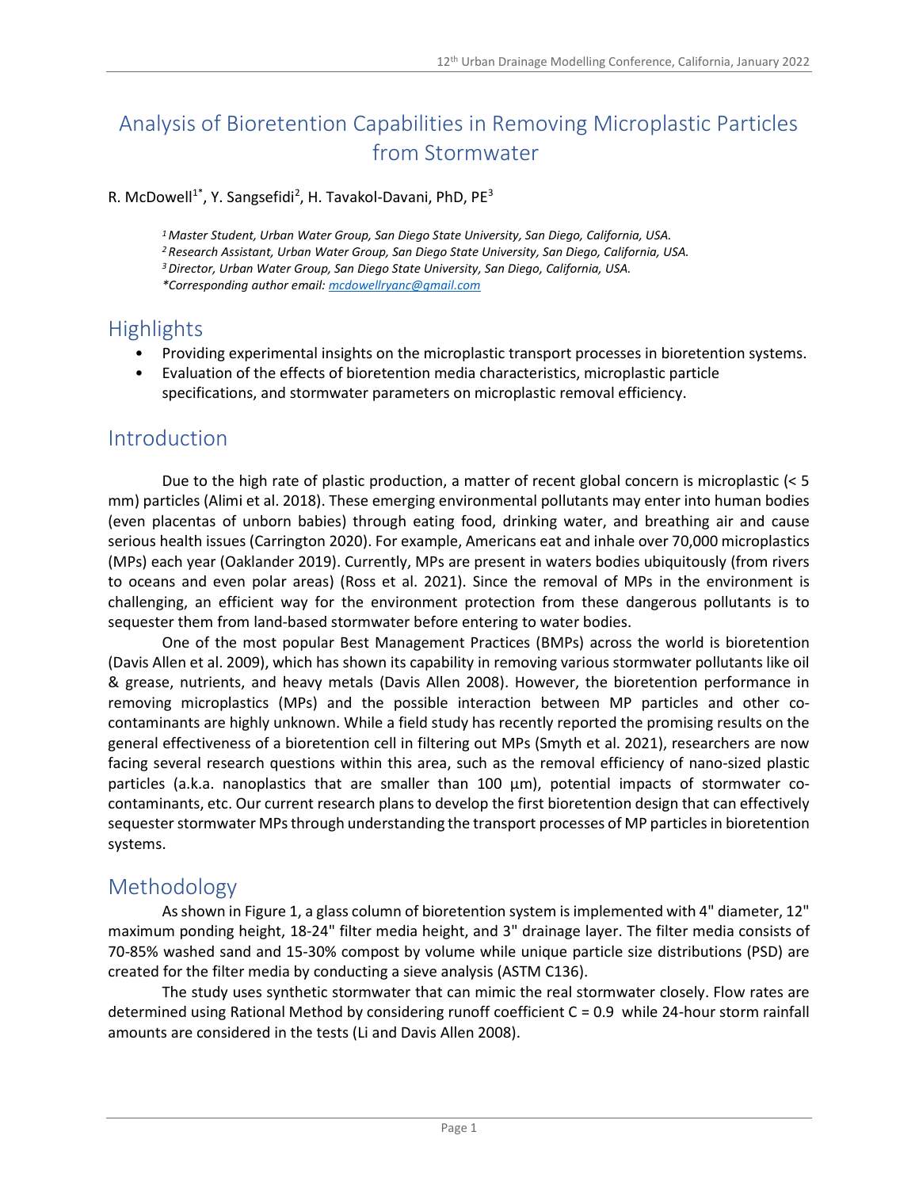# Analysis of Bioretention Capabilities in Removing Microplastic Particles from Stormwater

R. McDowell[1*], Y. Sangsefidi[2], H. Tavakol-Davani, PhD, PE[3]

*[1] Master Student, Urban Water Group, San Diego State University, San Diego, California, USA.*
*[2] Research Assistant, Urban Water Group, San Diego State University, San Diego, California, USA.*
*[3] Director, Urban Water Group, San Diego State University, San Diego, California, USA.*
*\*Corresponding author email: mcdowellryanc@gmail.com*

## Highlights

- Providing experimental insights on the microplastic transport processes in bioretention systems.
- Evaluation of the effects of bioretention media characteristics, microplastic particle specifications, and stormwater parameters on microplastic removal efficiency.

## Introduction

Due to the high rate of plastic production, a matter of recent global concern is microplastic (< 5 mm) particles (Alimi et al. 2018). These emerging environmental pollutants may enter into human bodies (even placentas of unborn babies) through eating food, drinking water, and breathing air and cause serious health issues (Carrington 2020). For example, Americans eat and inhale over 70,000 microplastics (MPs) each year (Oaklander 2019). Currently, MPs are present in waters bodies ubiquitously (from rivers to oceans and even polar areas) (Ross et al. 2021). Since the removal of MPs in the environment is challenging, an efficient way for the environment protection from these dangerous pollutants is to sequester them from land-based stormwater before entering to water bodies.

One of the most popular Best Management Practices (BMPs) across the world is bioretention (Davis Allen et al. 2009), which has shown its capability in removing various stormwater pollutants like oil & grease, nutrients, and heavy metals (Davis Allen 2008). However, the bioretention performance in removing microplastics (MPs) and the possible interaction between MP particles and other co-contaminants are highly unknown. While a field study has recently reported the promising results on the general effectiveness of a bioretention cell in filtering out MPs (Smyth et al. 2021), researchers are now facing several research questions within this area, such as the removal efficiency of nano-sized plastic particles (a.k.a. nanoplastics that are smaller than 100 µm), potential impacts of stormwater co-contaminants, etc. Our current research plans to develop the first bioretention design that can effectively sequester stormwater MPs through understanding the transport processes of MP particles in bioretention systems.

## Methodology

As shown in Figure 1, a glass column of bioretention system is implemented with 4" diameter, 12" maximum ponding height, 18-24" filter media height, and 3" drainage layer. The filter media consists of 70-85% washed sand and 15-30% compost by volume while unique particle size distributions (PSD) are created for the filter media by conducting a sieve analysis (ASTM C136).

The study uses synthetic stormwater that can mimic the real stormwater closely. Flow rates are determined using Rational Method by considering runoff coefficient C = 0.9 while 24-hour storm rainfall amounts are considered in the tests (Li and Davis Allen 2008).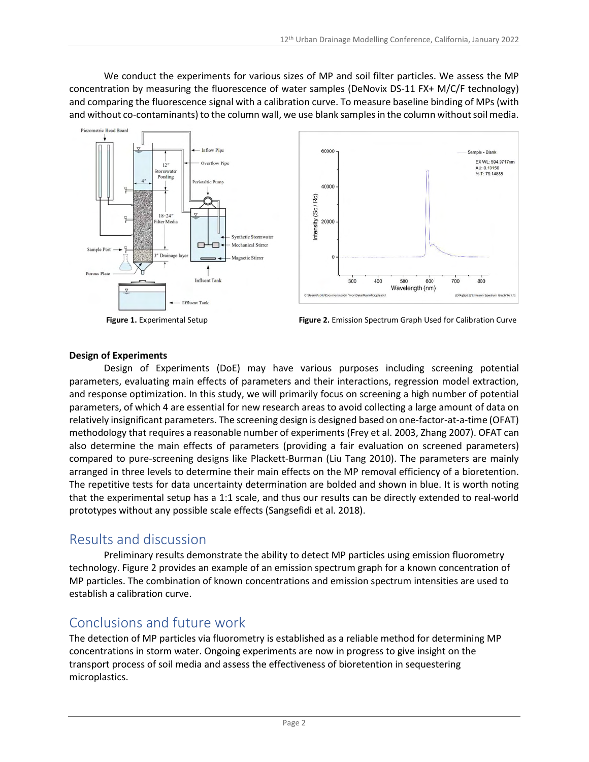We conduct the experiments for various sizes of MP and soil filter particles. We assess the MP concentration by measuring the fluorescence of water samples (DeNovix DS-11 FX+ M/C/F technology) and comparing the fluorescence signal with a calibration curve. To measure baseline binding of MPs (with and without co-contaminants) to the column wall, we use blank samples in the column without soil media.

**Figure 1.** Experimental Setup

**Figure 2.** Emission Spectrum Graph Used for Calibration Curve

**Design of Experiments**

Design of Experiments (DoE) may have various purposes including screening potential parameters, evaluating main effects of parameters and their interactions, regression model extraction, and response optimization. In this study, we will primarily focus on screening a high number of potential parameters, of which 4 are essential for new research areas to avoid collecting a large amount of data on relatively insignificant parameters. The screening design is designed based on one-factor-at-a-time (OFAT) methodology that requires a reasonable number of experiments (Frey et al. 2003, Zhang 2007). OFAT can also determine the main effects of parameters (providing a fair evaluation on screened parameters) compared to pure-screening designs like Plackett-Burman (Liu Tang 2010). The parameters are mainly arranged in three levels to determine their main effects on the MP removal efficiency of a bioretention. The repetitive tests for data uncertainty determination are bolded and shown in blue. It is worth noting that the experimental setup has a 1:1 scale, and thus our results can be directly extended to real-world prototypes without any possible scale effects (Sangsefidi et al. 2018).

# Results and discussion

Preliminary results demonstrate the ability to detect MP particles using emission fluorometry technology. Figure 2 provides an example of an emission spectrum graph for a known concentration of MP particles. The combination of known concentrations and emission spectrum intensities are used to establish a calibration curve.

# Conclusions and future work

The detection of MP particles via fluorometry is established as a reliable method for determining MP concentrations in storm water. Ongoing experiments are now in progress to give insight on the transport process of soil media and assess the effectiveness of bioretention in sequestering microplastics.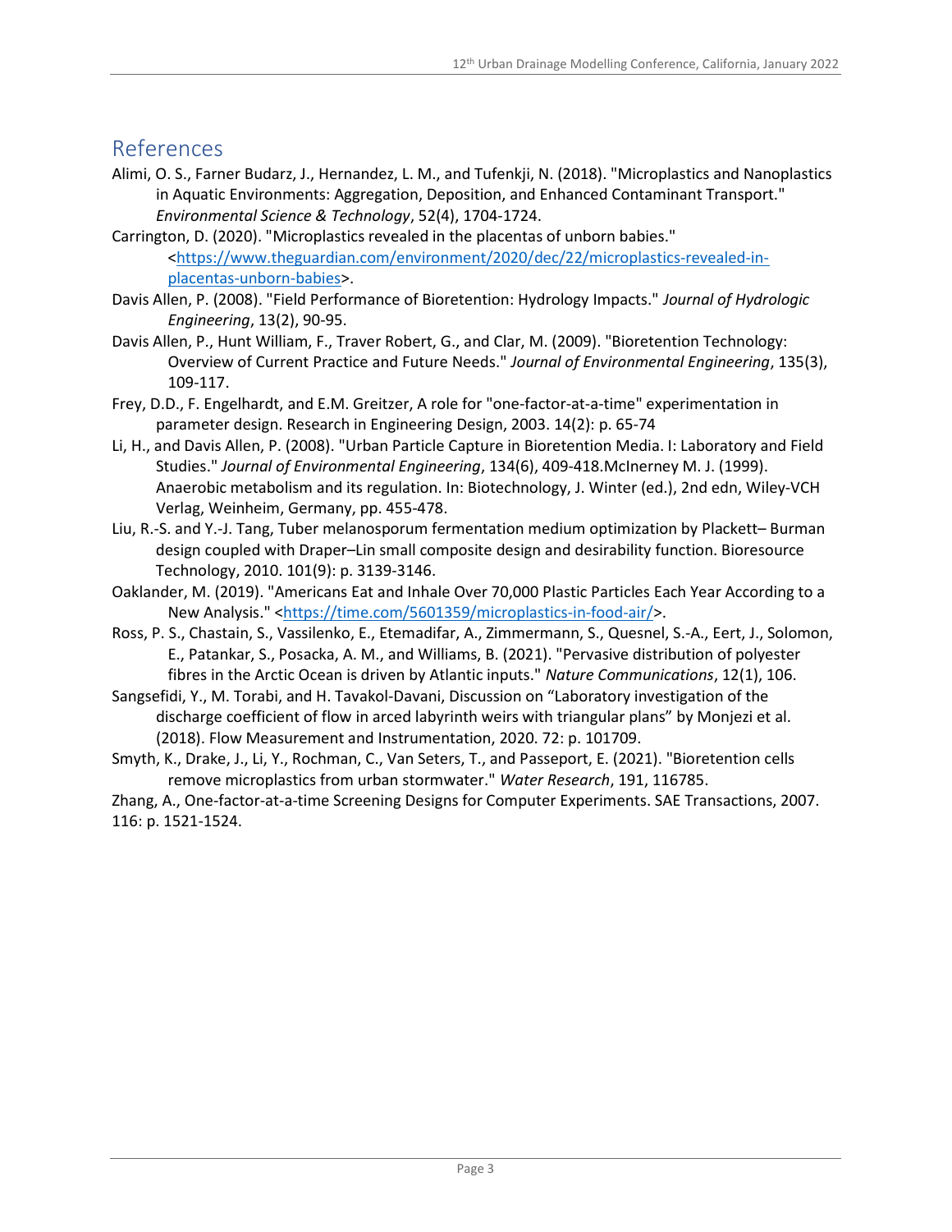## References

Alimi, O. S., Farner Budarz, J., Hernandez, L. M., and Tufenkji, N. (2018). "Microplastics and Nanoplastics in Aquatic Environments: Aggregation, Deposition, and Enhanced Contaminant Transport." *Environmental Science & Technology*, 52(4), 1704-1724.

Carrington, D. (2020). "Microplastics revealed in the placentas of unborn babies." <https://www.theguardian.com/environment/2020/dec/22/microplastics-revealed-in-placentas-unborn-babies>.

Davis Allen, P. (2008). "Field Performance of Bioretention: Hydrology Impacts." *Journal of Hydrologic Engineering*, 13(2), 90-95.

Davis Allen, P., Hunt William, F., Traver Robert, G., and Clar, M. (2009). "Bioretention Technology: Overview of Current Practice and Future Needs." *Journal of Environmental Engineering*, 135(3), 109-117.

Frey, D.D., F. Engelhardt, and E.M. Greitzer, A role for "one-factor-at-a-time" experimentation in parameter design. Research in Engineering Design, 2003. 14(2): p. 65-74

Li, H., and Davis Allen, P. (2008). "Urban Particle Capture in Bioretention Media. I: Laboratory and Field Studies." *Journal of Environmental Engineering*, 134(6), 409-418.McInerney M. J. (1999). Anaerobic metabolism and its regulation. In: Biotechnology, J. Winter (ed.), 2nd edn, Wiley-VCH Verlag, Weinheim, Germany, pp. 455-478.

Liu, R.-S. and Y.-J. Tang, Tuber melanosporum fermentation medium optimization by Plackett– Burman design coupled with Draper–Lin small composite design and desirability function. Bioresource Technology, 2010. 101(9): p. 3139-3146.

Oaklander, M. (2019). "Americans Eat and Inhale Over 70,000 Plastic Particles Each Year According to a New Analysis." <https://time.com/5601359/microplastics-in-food-air/>.

Ross, P. S., Chastain, S., Vassilenko, E., Etemadifar, A., Zimmermann, S., Quesnel, S.-A., Eert, J., Solomon, E., Patankar, S., Posacka, A. M., and Williams, B. (2021). "Pervasive distribution of polyester fibres in the Arctic Ocean is driven by Atlantic inputs." *Nature Communications*, 12(1), 106.

Sangsefidi, Y., M. Torabi, and H. Tavakol-Davani, Discussion on "Laboratory investigation of the discharge coefficient of flow in arced labyrinth weirs with triangular plans" by Monjezi et al. (2018). Flow Measurement and Instrumentation, 2020. 72: p. 101709.

Smyth, K., Drake, J., Li, Y., Rochman, C., Van Seters, T., and Passeport, E. (2021). "Bioretention cells remove microplastics from urban stormwater." *Water Research*, 191, 116785.

Zhang, A., One-factor-at-a-time Screening Designs for Computer Experiments. SAE Transactions, 2007. 116: p. 1521-1524.